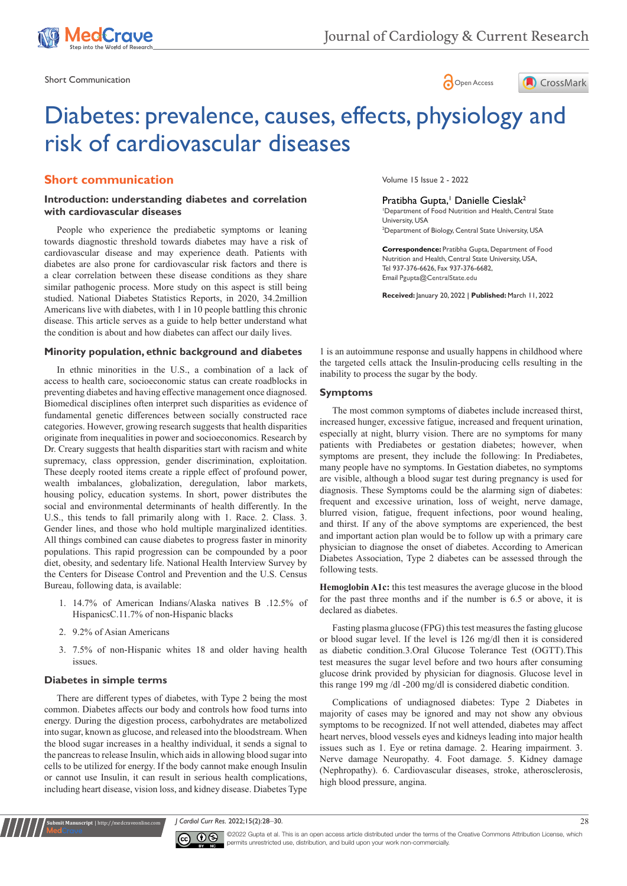# Diabetes: prevalence, causes, effects, physiology and risk of cardiovascular diseases

Short Communication

Volume 15 Issue 2 - 2022

Pratibha Gupta,[1] Danielle Cieslak[2]

[1]Department of Food Nutrition and Health, Central State University, USA
[2]Department of Biology, Central State University, USA

**Correspondence:** Pratibha Gupta, Department of Food Nutrition and Health, Central State University, USA, Tel 937-376-6626, Fax 937-376-6682, Email Pgupta@CentralState.edu

**Received:** January 20, 2022 | **Published:** March 11, 2022

## Short communication

### Introduction: understanding diabetes and correlation with cardiovascular diseases

People who experience the prediabetic symptoms or leaning towards diagnostic threshold towards diabetes may have a risk of cardiovascular disease and may experience death. Patients with diabetes are also prone for cardiovascular risk factors and there is a clear correlation between these disease conditions as they share similar pathogenic process. More study on this aspect is still being studied. National Diabetes Statistics Reports, in 2020, 34.2million Americans live with diabetes, with 1 in 10 people battling this chronic disease. This article serves as a guide to help better understand what the condition is about and how diabetes can affect our daily lives.

### Minority population, ethnic background and diabetes

In ethnic minorities in the U.S., a combination of a lack of access to health care, socioeconomic status can create roadblocks in preventing diabetes and having effective management once diagnosed. Biomedical disciplines often interpret such disparities as evidence of fundamental genetic differences between socially constructed race categories. However, growing research suggests that health disparities originate from inequalities in power and socioeconomics. Research by Dr. Creary suggests that health disparities start with racism and white supremacy, class oppression, gender discrimination, exploitation. These deeply rooted items create a ripple effect of profound power, wealth imbalances, globalization, deregulation, labor markets, housing policy, education systems. In short, power distributes the social and environmental determinants of health differently. In the U.S., this tends to fall primarily along with 1. Race. 2. Class. 3. Gender lines, and those who hold multiple marginalized identities. All things combined can cause diabetes to progress faster in minority populations. This rapid progression can be compounded by a poor diet, obesity, and sedentary life. National Health Interview Survey by the Centers for Disease Control and Prevention and the U.S. Census Bureau, following data, is available:

1. 14.7% of American Indians/Alaska natives B .12.5% of HispanicsC.11.7% of non-Hispanic blacks
2. 9.2% of Asian Americans
3. 7.5% of non-Hispanic whites 18 and older having health issues.

### Diabetes in simple terms

There are different types of diabetes, with Type 2 being the most common. Diabetes affects our body and controls how food turns into energy. During the digestion process, carbohydrates are metabolized into sugar, known as glucose, and released into the bloodstream. When the blood sugar increases in a healthy individual, it sends a signal to the pancreas to release Insulin, which aids in allowing blood sugar into cells to be utilized for energy. If the body cannot make enough Insulin or cannot use Insulin, it can result in serious health complications, including heart disease, vision loss, and kidney disease. Diabetes Type 1 is an autoimmune response and usually happens in childhood where the targeted cells attack the Insulin-producing cells resulting in the inability to process the sugar by the body.

### Symptoms

The most common symptoms of diabetes include increased thirst, increased hunger, excessive fatigue, increased and frequent urination, especially at night, blurry vision. There are no symptoms for many patients with Prediabetes or gestation diabetes; however, when symptoms are present, they include the following: In Prediabetes, many people have no symptoms. In Gestation diabetes, no symptoms are visible, although a blood sugar test during pregnancy is used for diagnosis. These Symptoms could be the alarming sign of diabetes: frequent and excessive urination, loss of weight, nerve damage, blurred vision, fatigue, frequent infections, poor wound healing, and thirst. If any of the above symptoms are experienced, the best and important action plan would be to follow up with a primary care physician to diagnose the onset of diabetes. According to American Diabetes Association, Type 2 diabetes can be assessed through the following tests.

**Hemoglobin A1c:** this test measures the average glucose in the blood for the past three months and if the number is 6.5 or above, it is declared as diabetes.

Fasting plasma glucose (FPG) this test measures the fasting glucose or blood sugar level. If the level is 126 mg/dl then it is considered as diabetic condition.3.Oral Glucose Tolerance Test (OGTT).This test measures the sugar level before and two hours after consuming glucose drink provided by physician for diagnosis. Glucose level in this range 199 mg /dl -200 mg/dl is considered diabetic condition.

Complications of undiagnosed diabetes: Type 2 Diabetes in majority of cases may be ignored and may not show any obvious symptoms to be recognized. If not well attended, diabetes may affect heart nerves, blood vessels eyes and kidneys leading into major health issues such as 1. Eye or retina damage. 2. Hearing impairment. 3. Nerve damage Neuropathy. 4. Foot damage. 5. Kidney damage (Nephropathy). 6. Cardiovascular diseases, stroke, atherosclerosis, high blood pressure, angina.

©2022 Gupta et al. This is an open access article distributed under the terms of the Creative Commons Attribution License, which permits unrestricted use, distribution, and build upon your work non-commercially.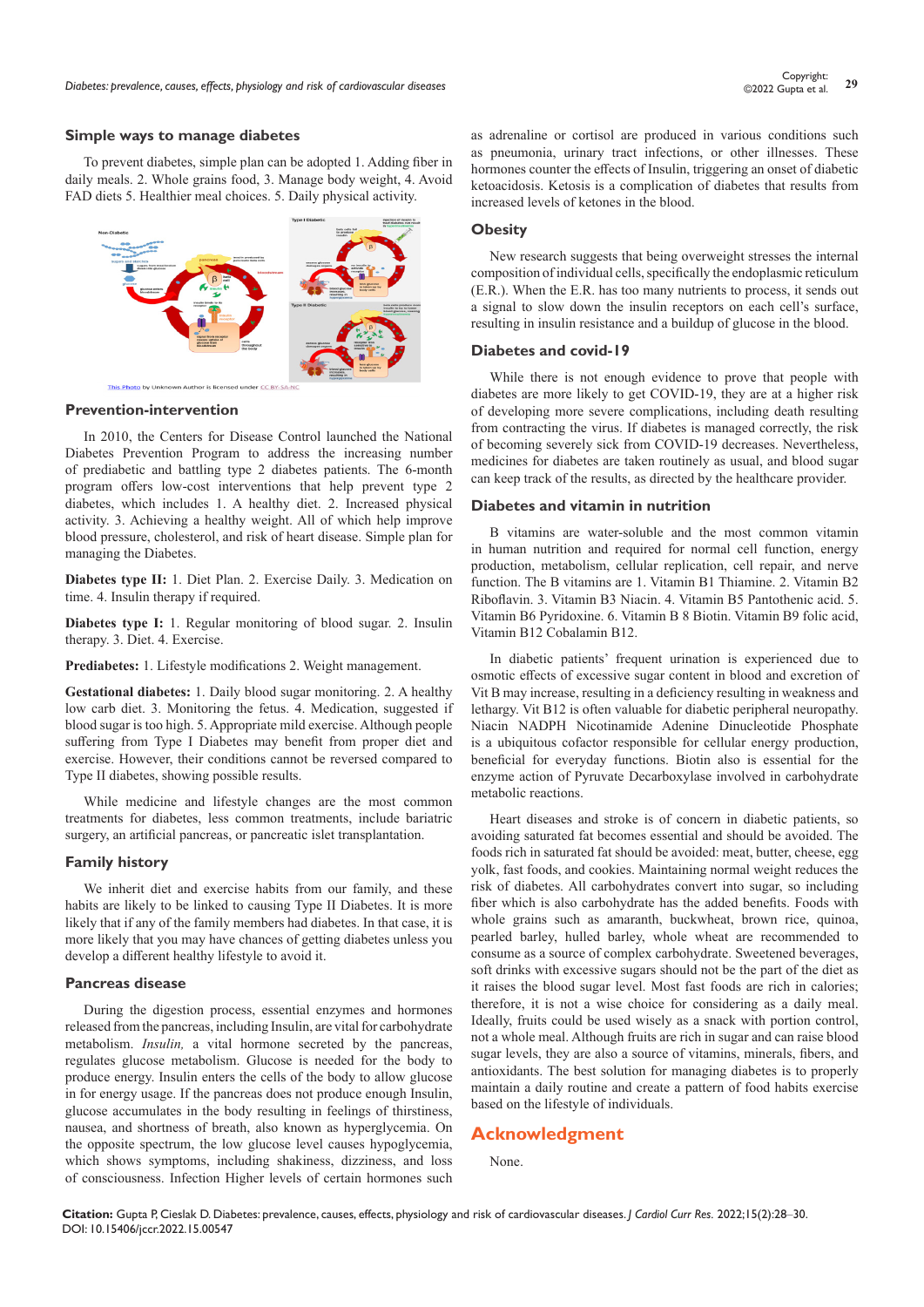## Simple ways to manage diabetes

To prevent diabetes, simple plan can be adopted 1. Adding fiber in daily meals. 2. Whole grains food, 3. Manage body weight, 4. Avoid FAD diets 5. Healthier meal choices. 5. Daily physical activity.

This Photo by Unknown Author is licensed under CC BY-SA-NC

## Prevention-intervention

In 2010, the Centers for Disease Control launched the National Diabetes Prevention Program to address the increasing number of prediabetic and battling type 2 diabetes patients. The 6-month program offers low-cost interventions that help prevent type 2 diabetes, which includes 1. A healthy diet. 2. Increased physical activity. 3. Achieving a healthy weight. All of which help improve blood pressure, cholesterol, and risk of heart disease. Simple plan for managing the Diabetes.

**Diabetes type II:** 1. Diet Plan. 2. Exercise Daily. 3. Medication on time. 4. Insulin therapy if required.

**Diabetes type I:** 1. Regular monitoring of blood sugar. 2. Insulin therapy. 3. Diet. 4. Exercise.

**Prediabetes:** 1. Lifestyle modifications 2. Weight management.

**Gestational diabetes:** 1. Daily blood sugar monitoring. 2. A healthy low carb diet. 3. Monitoring the fetus. 4. Medication, suggested if blood sugar is too high. 5. Appropriate mild exercise. Although people suffering from Type I Diabetes may benefit from proper diet and exercise. However, their conditions cannot be reversed compared to Type II diabetes, showing possible results.

While medicine and lifestyle changes are the most common treatments for diabetes, less common treatments, include bariatric surgery, an artificial pancreas, or pancreatic islet transplantation.

## Family history

We inherit diet and exercise habits from our family, and these habits are likely to be linked to causing Type II Diabetes. It is more likely that if any of the family members had diabetes. In that case, it is more likely that you may have chances of getting diabetes unless you develop a different healthy lifestyle to avoid it.

## Pancreas disease

During the digestion process, essential enzymes and hormones released from the pancreas, including Insulin, are vital for carbohydrate metabolism. *Insulin,* a vital hormone secreted by the pancreas, regulates glucose metabolism. Glucose is needed for the body to produce energy. Insulin enters the cells of the body to allow glucose in for energy usage. If the pancreas does not produce enough Insulin, glucose accumulates in the body resulting in feelings of thirstiness, nausea, and shortness of breath, also known as hyperglycemia. On the opposite spectrum, the low glucose level causes hypoglycemia, which shows symptoms, including shakiness, dizziness, and loss of consciousness. Infection Higher levels of certain hormones such as adrenaline or cortisol are produced in various conditions such as pneumonia, urinary tract infections, or other illnesses. These hormones counter the effects of Insulin, triggering an onset of diabetic ketoacidosis. Ketosis is a complication of diabetes that results from increased levels of ketones in the blood.

## Obesity

New research suggests that being overweight stresses the internal composition of individual cells, specifically the endoplasmic reticulum (E.R.). When the E.R. has too many nutrients to process, it sends out a signal to slow down the insulin receptors on each cell's surface, resulting in insulin resistance and a buildup of glucose in the blood.

## Diabetes and covid-19

While there is not enough evidence to prove that people with diabetes are more likely to get COVID-19, they are at a higher risk of developing more severe complications, including death resulting from contracting the virus. If diabetes is managed correctly, the risk of becoming severely sick from COVID-19 decreases. Nevertheless, medicines for diabetes are taken routinely as usual, and blood sugar can keep track of the results, as directed by the healthcare provider.

## Diabetes and vitamin in nutrition

B vitamins are water-soluble and the most common vitamin in human nutrition and required for normal cell function, energy production, metabolism, cellular replication, cell repair, and nerve function. The B vitamins are 1. Vitamin B1 Thiamine. 2. Vitamin B2 Riboflavin. 3. Vitamin B3 Niacin. 4. Vitamin B5 Pantothenic acid. 5. Vitamin B6 Pyridoxine. 6. Vitamin B 8 Biotin. Vitamin B9 folic acid, Vitamin B12 Cobalamin B12.

In diabetic patients' frequent urination is experienced due to osmotic effects of excessive sugar content in blood and excretion of Vit B may increase, resulting in a deficiency resulting in weakness and lethargy. Vit B12 is often valuable for diabetic peripheral neuropathy. Niacin NADPH Nicotinamide Adenine Dinucleotide Phosphate is a ubiquitous cofactor responsible for cellular energy production, beneficial for everyday functions. Biotin also is essential for the enzyme action of Pyruvate Decarboxylase involved in carbohydrate metabolic reactions.

Heart diseases and stroke is of concern in diabetic patients, so avoiding saturated fat becomes essential and should be avoided. The foods rich in saturated fat should be avoided: meat, butter, cheese, egg yolk, fast foods, and cookies. Maintaining normal weight reduces the risk of diabetes. All carbohydrates convert into sugar, so including fiber which is also carbohydrate has the added benefits. Foods with whole grains such as amaranth, buckwheat, brown rice, quinoa, pearled barley, hulled barley, whole wheat are recommended to consume as a source of complex carbohydrate. Sweetened beverages, soft drinks with excessive sugars should not be the part of the diet as it raises the blood sugar level. Most fast foods are rich in calories; therefore, it is not a wise choice for considering as a daily meal. Ideally, fruits could be used wisely as a snack with portion control, not a whole meal. Although fruits are rich in sugar and can raise blood sugar levels, they are also a source of vitamins, minerals, fibers, and antioxidants. The best solution for managing diabetes is to properly maintain a daily routine and create a pattern of food habits exercise based on the lifestyle of individuals.

## Acknowledgment

None.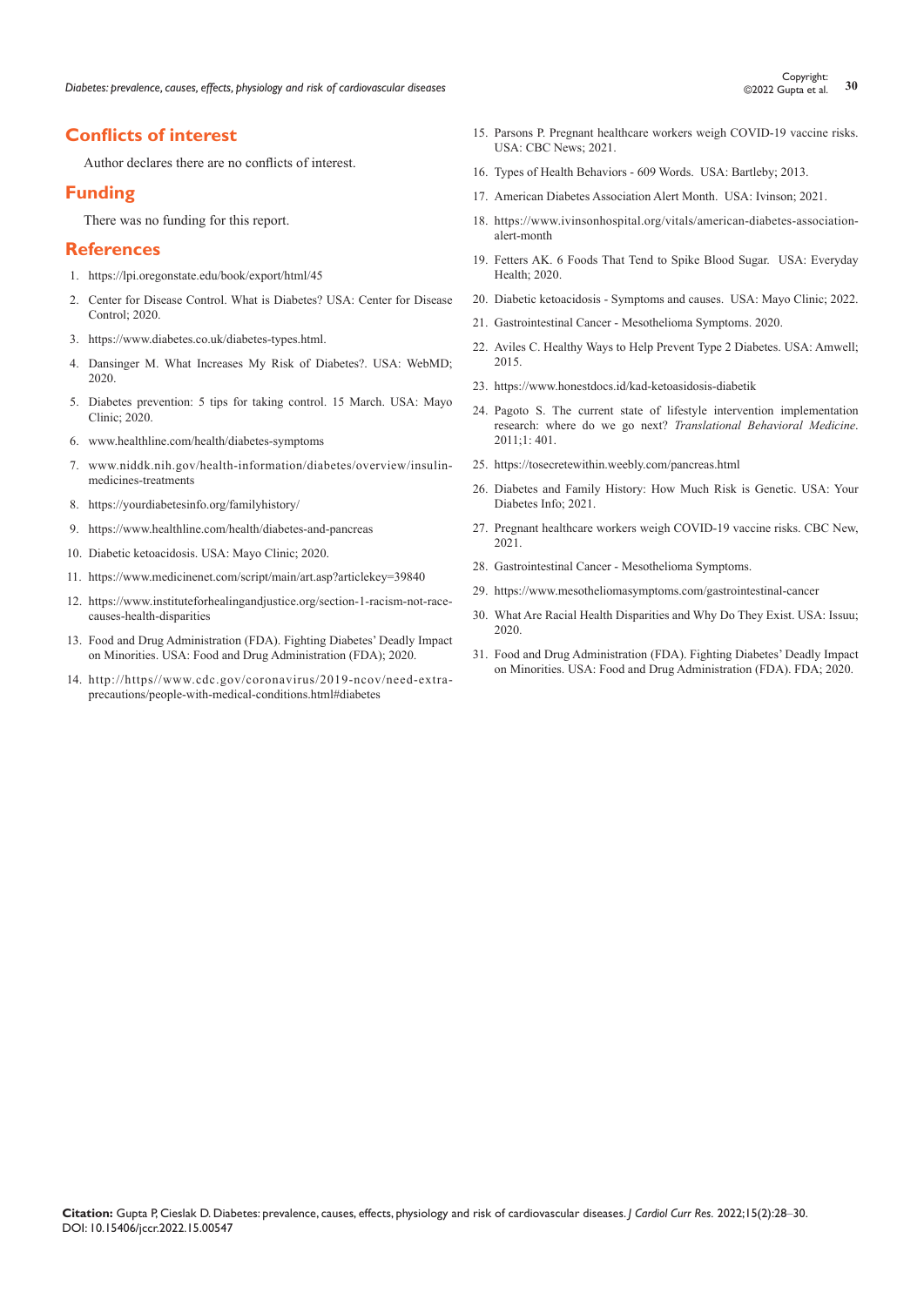## Conflicts of interest

Author declares there are no conflicts of interest.

## Funding

There was no funding for this report.

## References

1. https://lpi.oregonstate.edu/book/export/html/45
2. Center for Disease Control. What is Diabetes? USA: Center for Disease Control; 2020.
3. https://www.diabetes.co.uk/diabetes-types.html.
4. Dansinger M. What Increases My Risk of Diabetes?. USA: WebMD; 2020.
5. Diabetes prevention: 5 tips for taking control. 15 March. USA: Mayo Clinic; 2020.
6. www.healthline.com/health/diabetes-symptoms
7. www.niddk.nih.gov/health-information/diabetes/overview/insulin-medicines-treatments
8. https://yourdiabetesinfo.org/familyhistory/
9. https://www.healthline.com/health/diabetes-and-pancreas
10. Diabetic ketoacidosis. USA: Mayo Clinic; 2020.
11. https://www.medicinenet.com/script/main/art.asp?articlekey=39840
12. https://www.instituteforhealingandjustice.org/section-1-racism-not-race-causes-health-disparities
13. Food and Drug Administration (FDA). Fighting Diabetes' Deadly Impact on Minorities. USA: Food and Drug Administration (FDA); 2020.
14. http://https//www.cdc.gov/coronavirus/2019-ncov/need-extra-precautions/people-with-medical-conditions.html#diabetes
15. Parsons P. Pregnant healthcare workers weigh COVID-19 vaccine risks. USA: CBC News; 2021.
16. Types of Health Behaviors - 609 Words. USA: Bartleby; 2013.
17. American Diabetes Association Alert Month. USA: Ivinson; 2021.
18. https://www.ivinsonhospital.org/vitals/american-diabetes-association-alert-month
19. Fetters AK. 6 Foods That Tend to Spike Blood Sugar. USA: Everyday Health; 2020.
20. Diabetic ketoacidosis - Symptoms and causes. USA: Mayo Clinic; 2022.
21. Gastrointestinal Cancer - Mesothelioma Symptoms. 2020.
22. Aviles C. Healthy Ways to Help Prevent Type 2 Diabetes. USA: Amwell; 2015.
23. https://www.honestdocs.id/kad-ketoasidosis-diabetik
24. Pagoto S. The current state of lifestyle intervention implementation research: where do we go next? *Translational Behavioral Medicine*. 2011;1: 401.
25. https://tosecretewithin.weebly.com/pancreas.html
26. Diabetes and Family History: How Much Risk is Genetic. USA: Your Diabetes Info; 2021.
27. Pregnant healthcare workers weigh COVID-19 vaccine risks. CBC New, 2021.
28. Gastrointestinal Cancer - Mesothelioma Symptoms.
29. https://www.mesotheliomasymptoms.com/gastrointestinal-cancer
30. What Are Racial Health Disparities and Why Do They Exist. USA: Issuu; 2020.
31. Food and Drug Administration (FDA). Fighting Diabetes' Deadly Impact on Minorities. USA: Food and Drug Administration (FDA). FDA; 2020.